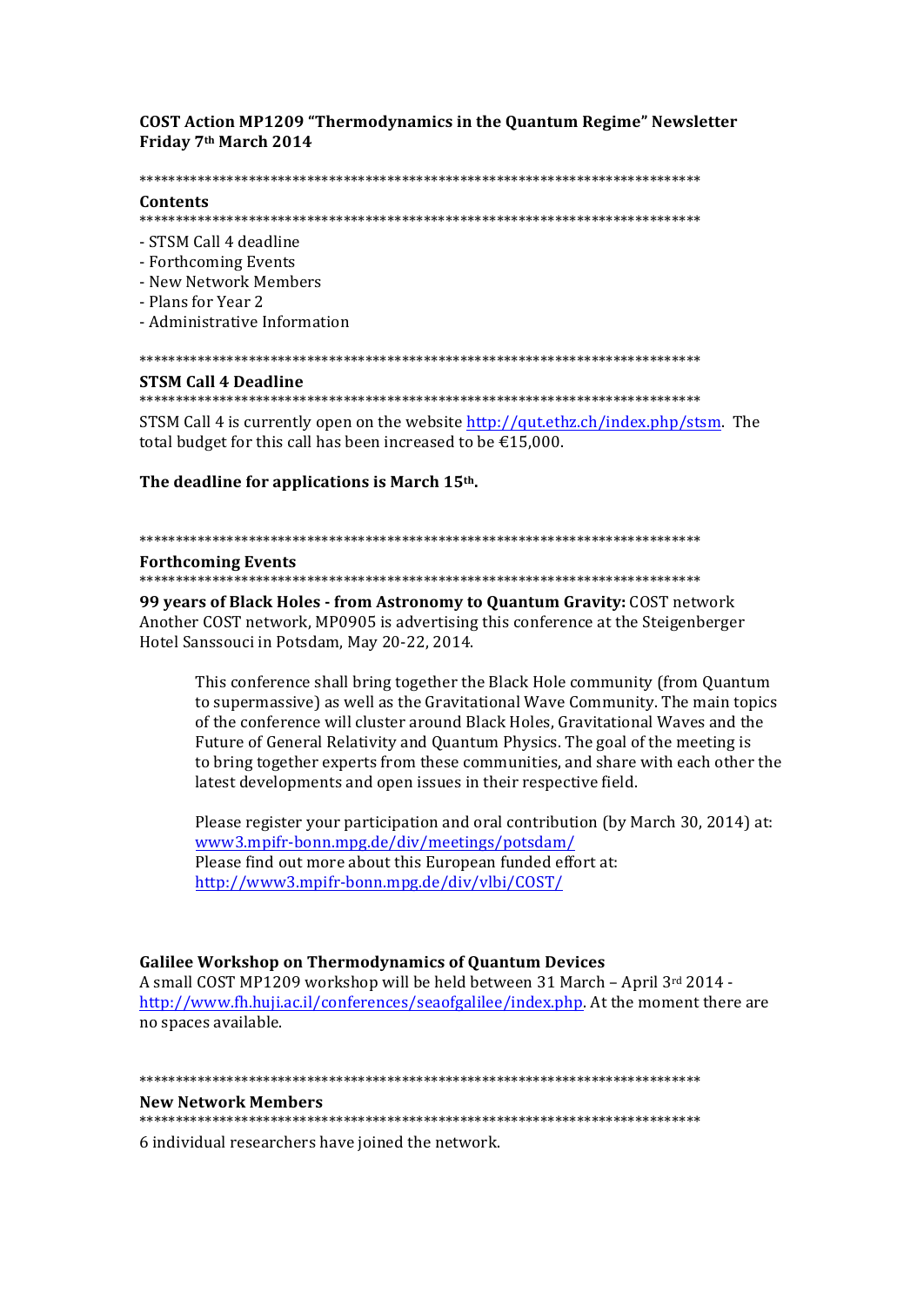**COST Action MP1209 "Thermodynamics in the Quantum Regime" Newsletter**
**Friday 7th March 2014**

*******************************************************************************

## Contents

*******************************************************************************

- STSM Call 4 deadline
- Forthcoming Events
- New Network Members
- Plans for Year 2
- Administrative Information

*******************************************************************************

## STSM Call 4 Deadline

*******************************************************************************

STSM Call 4 is currently open on the website http://qut.ethz.ch/index.php/stsm. The total budget for this call has been increased to be €15,000.

**The deadline for applications is March 15th.**

*******************************************************************************

## Forthcoming Events

*******************************************************************************

**99 years of Black Holes - from Astronomy to Quantum Gravity:** COST network
Another COST network, MP0905 is advertising this conference at the Steigenberger Hotel Sanssouci in Potsdam, May 20-22, 2014.

> This conference shall bring together the Black Hole community (from Quantum to supermassive) as well as the Gravitational Wave Community. The main topics of the conference will cluster around Black Holes, Gravitational Waves and the Future of General Relativity and Quantum Physics. The goal of the meeting is to bring together experts from these communities, and share with each other the latest developments and open issues in their respective field.
>
> Please register your participation and oral contribution (by March 30, 2014) at: www3.mpifr-bonn.mpg.de/div/meetings/potsdam/
> Please find out more about this European funded effort at: http://www3.mpifr-bonn.mpg.de/div/vlbi/COST/

**Galilee Workshop on Thermodynamics of Quantum Devices**
A small COST MP1209 workshop will be held between 31 March – April 3rd 2014 - http://www.fh.huji.ac.il/conferences/seaofgalilee/index.php. At the moment there are no spaces available.

*******************************************************************************

## New Network Members

*******************************************************************************

6 individual researchers have joined the network.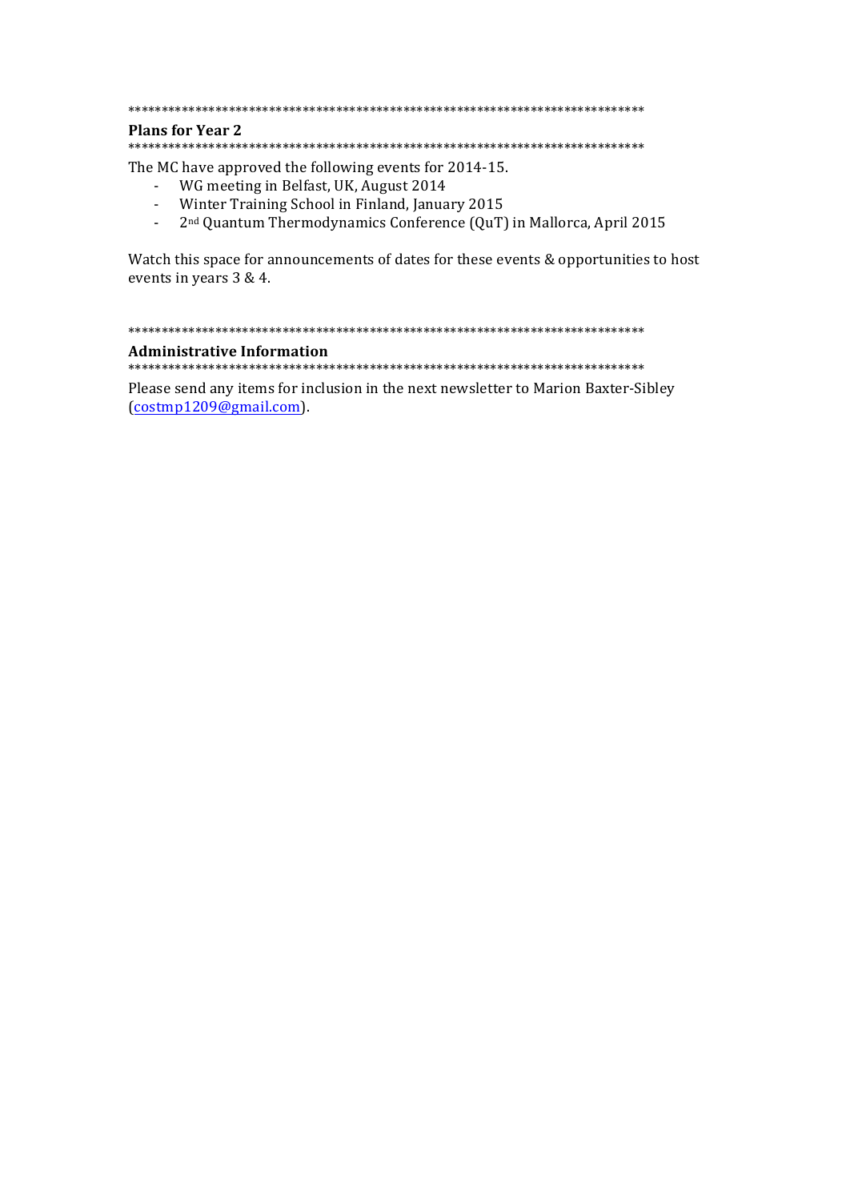********************************************************************************

**Plans for Year 2**

********************************************************************************

The MC have approved the following events for 2014-15.

- WG meeting in Belfast, UK, August 2014
- Winter Training School in Finland, January 2015
- 2nd Quantum Thermodynamics Conference (QuT) in Mallorca, April 2015

Watch this space for announcements of dates for these events & opportunities to host events in years 3 & 4.

********************************************************************************

**Administrative Information**

********************************************************************************

Please send any items for inclusion in the next newsletter to Marion Baxter-Sibley (costmp1209@gmail.com).